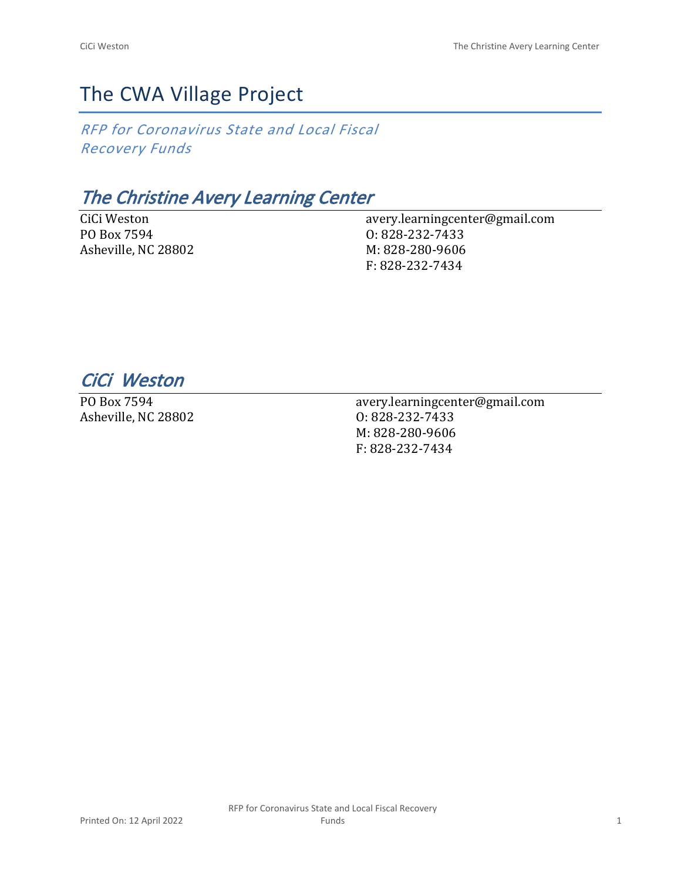# The CWA Village Project

*RFP for Coronavirus State and Local Fiscal Recovery Funds*

## *The Christine Avery Learning Center*

CiCi Weston
PO Box 7594
Asheville, NC 28802

avery.learningcenter@gmail.com
O: 828-232-7433
M: 828-280-9606
F: 828-232-7434

## *CiCi Weston*

PO Box 7594
Asheville, NC 28802

avery.learningcenter@gmail.com
O: 828-232-7433
M: 828-280-9606
F: 828-232-7434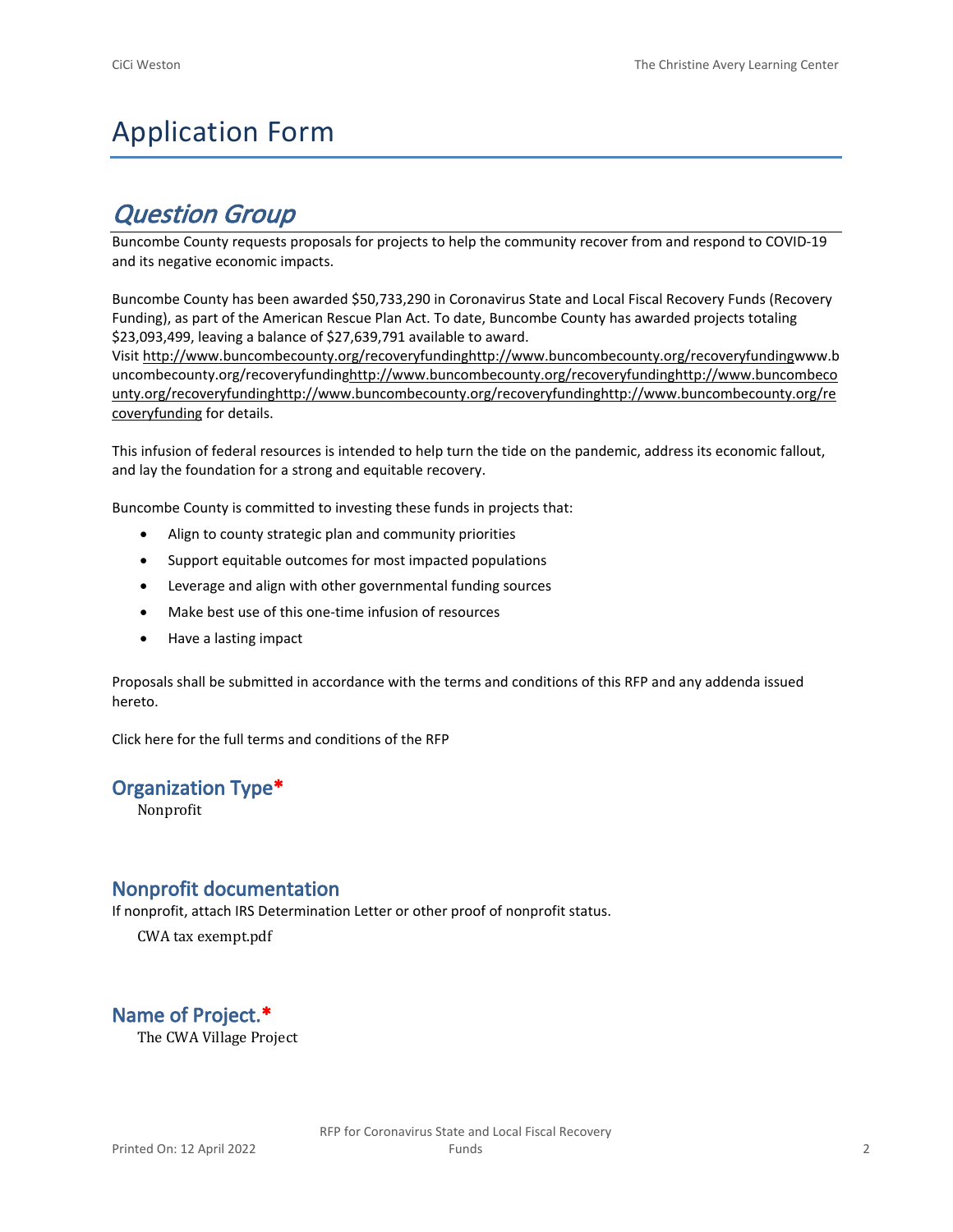# Application Form

## *Question Group*

Buncombe County requests proposals for projects to help the community recover from and respond to COVID-19 and its negative economic impacts.

Buncombe County has been awarded $50,733,290 in Coronavirus State and Local Fiscal Recovery Funds (Recovery Funding), as part of the American Rescue Plan Act. To date, Buncombe County has awarded projects totaling $23,093,499, leaving a balance of $27,639,791 available to award.
Visit http://www.buncombecounty.org/recoveryfundinghttp://www.buncombecounty.org/recoveryfundingwww.buncombecounty.org/recoveryfundinghttp://www.buncombecounty.org/recoveryfundinghttp://www.buncombecounty.org/recoveryfundinghttp://www.buncombecounty.org/recoveryfundinghttp://www.buncombecounty.org/recoveryfunding for details.

This infusion of federal resources is intended to help turn the tide on the pandemic, address its economic fallout, and lay the foundation for a strong and equitable recovery.

Buncombe County is committed to investing these funds in projects that:

- Align to county strategic plan and community priorities
- Support equitable outcomes for most impacted populations
- Leverage and align with other governmental funding sources
- Make best use of this one-time infusion of resources
- Have a lasting impact

Proposals shall be submitted in accordance with the terms and conditions of this RFP and any addenda issued hereto.

Click here for the full terms and conditions of the RFP

### Organization Type*

Nonprofit

### Nonprofit documentation

If nonprofit, attach IRS Determination Letter or other proof of nonprofit status.

CWA tax exempt.pdf

### Name of Project.*

The CWA Village Project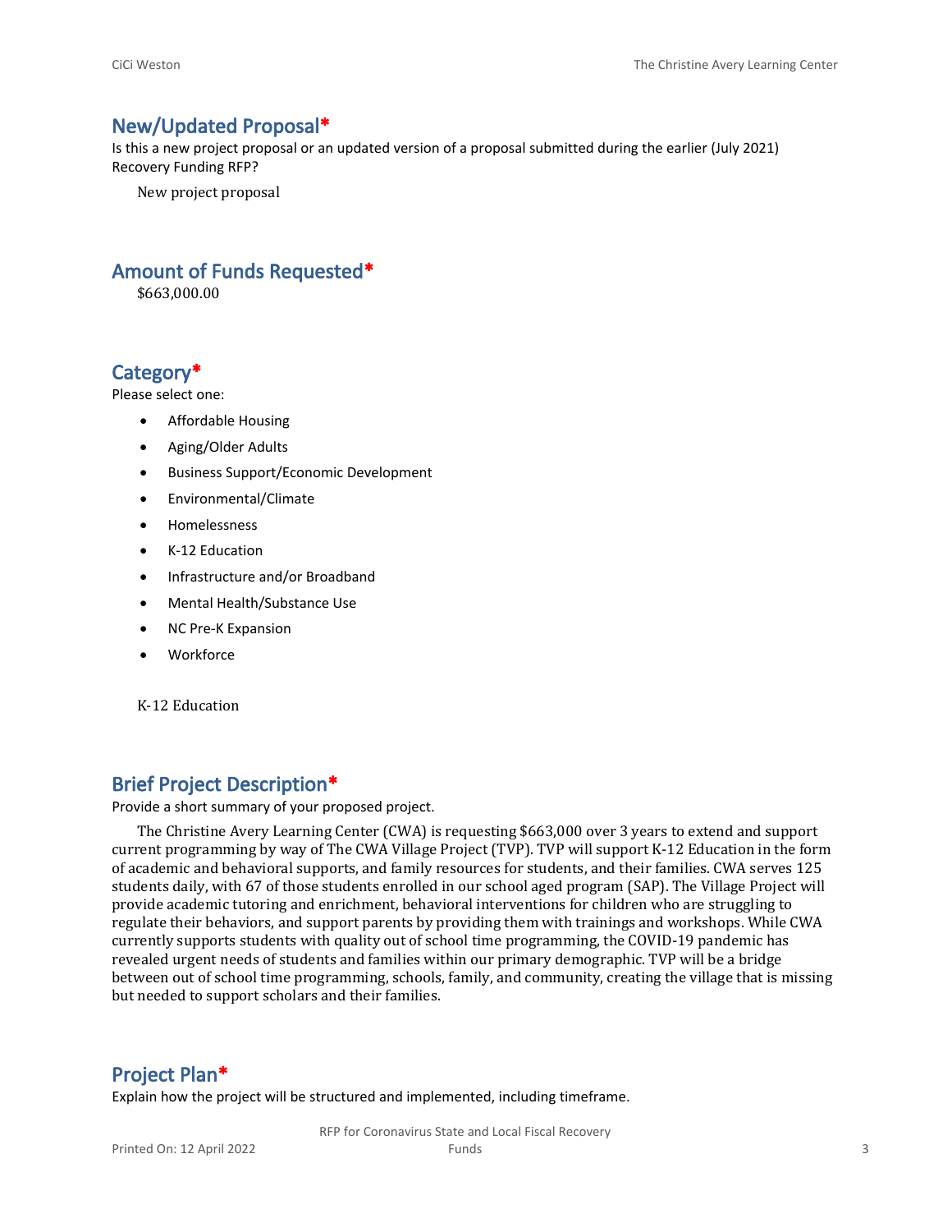## New/Updated Proposal*

Is this a new project proposal or an updated version of a proposal submitted during the earlier (July 2021) Recovery Funding RFP?

New project proposal

## Amount of Funds Requested*

$663,000.00

## Category*

Please select one:

- Affordable Housing
- Aging/Older Adults
- Business Support/Economic Development
- Environmental/Climate
- Homelessness
- K-12 Education
- Infrastructure and/or Broadband
- Mental Health/Substance Use
- NC Pre-K Expansion
- Workforce

K-12 Education

## Brief Project Description*

Provide a short summary of your proposed project.

The Christine Avery Learning Center (CWA) is requesting $663,000 over 3 years to extend and support current programming by way of The CWA Village Project (TVP). TVP will support K-12 Education in the form of academic and behavioral supports, and family resources for students, and their families. CWA serves 125 students daily, with 67 of those students enrolled in our school aged program (SAP). The Village Project will provide academic tutoring and enrichment, behavioral interventions for children who are struggling to regulate their behaviors, and support parents by providing them with trainings and workshops. While CWA currently supports students with quality out of school time programming, the COVID-19 pandemic has revealed urgent needs of students and families within our primary demographic. TVP will be a bridge between out of school time programming, schools, family, and community, creating the village that is missing but needed to support scholars and their families.

## Project Plan*

Explain how the project will be structured and implemented, including timeframe.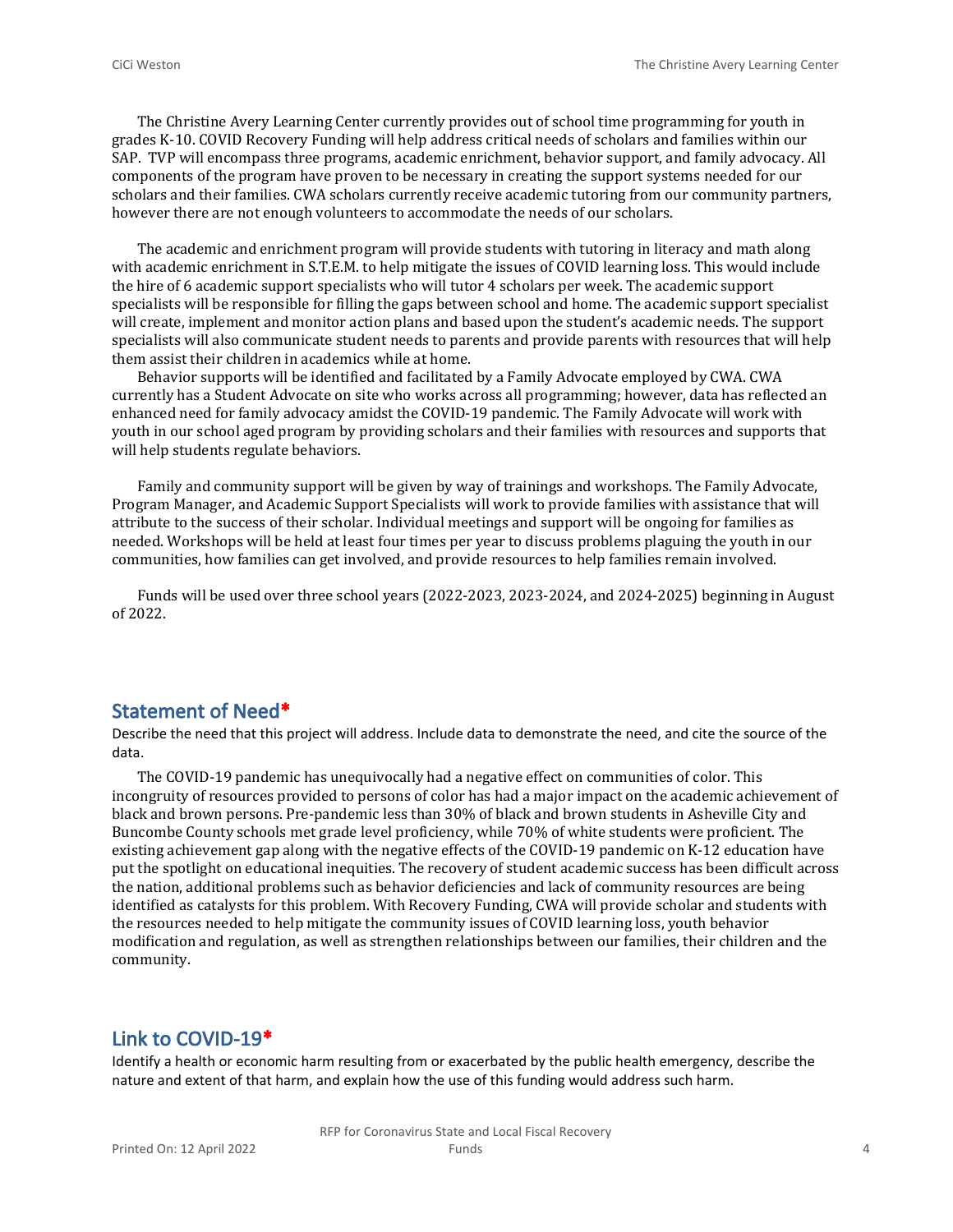The Christine Avery Learning Center currently provides out of school time programming for youth in grades K-10. COVID Recovery Funding will help address critical needs of scholars and families within our SAP. TVP will encompass three programs, academic enrichment, behavior support, and family advocacy. All components of the program have proven to be necessary in creating the support systems needed for our scholars and their families. CWA scholars currently receive academic tutoring from our community partners, however there are not enough volunteers to accommodate the needs of our scholars.

The academic and enrichment program will provide students with tutoring in literacy and math along with academic enrichment in S.T.E.M. to help mitigate the issues of COVID learning loss. This would include the hire of 6 academic support specialists who will tutor 4 scholars per week. The academic support specialists will be responsible for filling the gaps between school and home. The academic support specialist will create, implement and monitor action plans and based upon the student's academic needs. The support specialists will also communicate student needs to parents and provide parents with resources that will help them assist their children in academics while at home.

Behavior supports will be identified and facilitated by a Family Advocate employed by CWA. CWA currently has a Student Advocate on site who works across all programming; however, data has reflected an enhanced need for family advocacy amidst the COVID-19 pandemic. The Family Advocate will work with youth in our school aged program by providing scholars and their families with resources and supports that will help students regulate behaviors.

Family and community support will be given by way of trainings and workshops. The Family Advocate, Program Manager, and Academic Support Specialists will work to provide families with assistance that will attribute to the success of their scholar. Individual meetings and support will be ongoing for families as needed. Workshops will be held at least four times per year to discuss problems plaguing the youth in our communities, how families can get involved, and provide resources to help families remain involved.

Funds will be used over three school years (2022-2023, 2023-2024, and 2024-2025) beginning in August of 2022.

## Statement of Need*

Describe the need that this project will address. Include data to demonstrate the need, and cite the source of the data.

The COVID-19 pandemic has unequivocally had a negative effect on communities of color. This incongruity of resources provided to persons of color has had a major impact on the academic achievement of black and brown persons. Pre-pandemic less than 30% of black and brown students in Asheville City and Buncombe County schools met grade level proficiency, while 70% of white students were proficient. The existing achievement gap along with the negative effects of the COVID-19 pandemic on K-12 education have put the spotlight on educational inequities. The recovery of student academic success has been difficult across the nation, additional problems such as behavior deficiencies and lack of community resources are being identified as catalysts for this problem. With Recovery Funding, CWA will provide scholar and students with the resources needed to help mitigate the community issues of COVID learning loss, youth behavior modification and regulation, as well as strengthen relationships between our families, their children and the community.

## Link to COVID-19*

Identify a health or economic harm resulting from or exacerbated by the public health emergency, describe the nature and extent of that harm, and explain how the use of this funding would address such harm.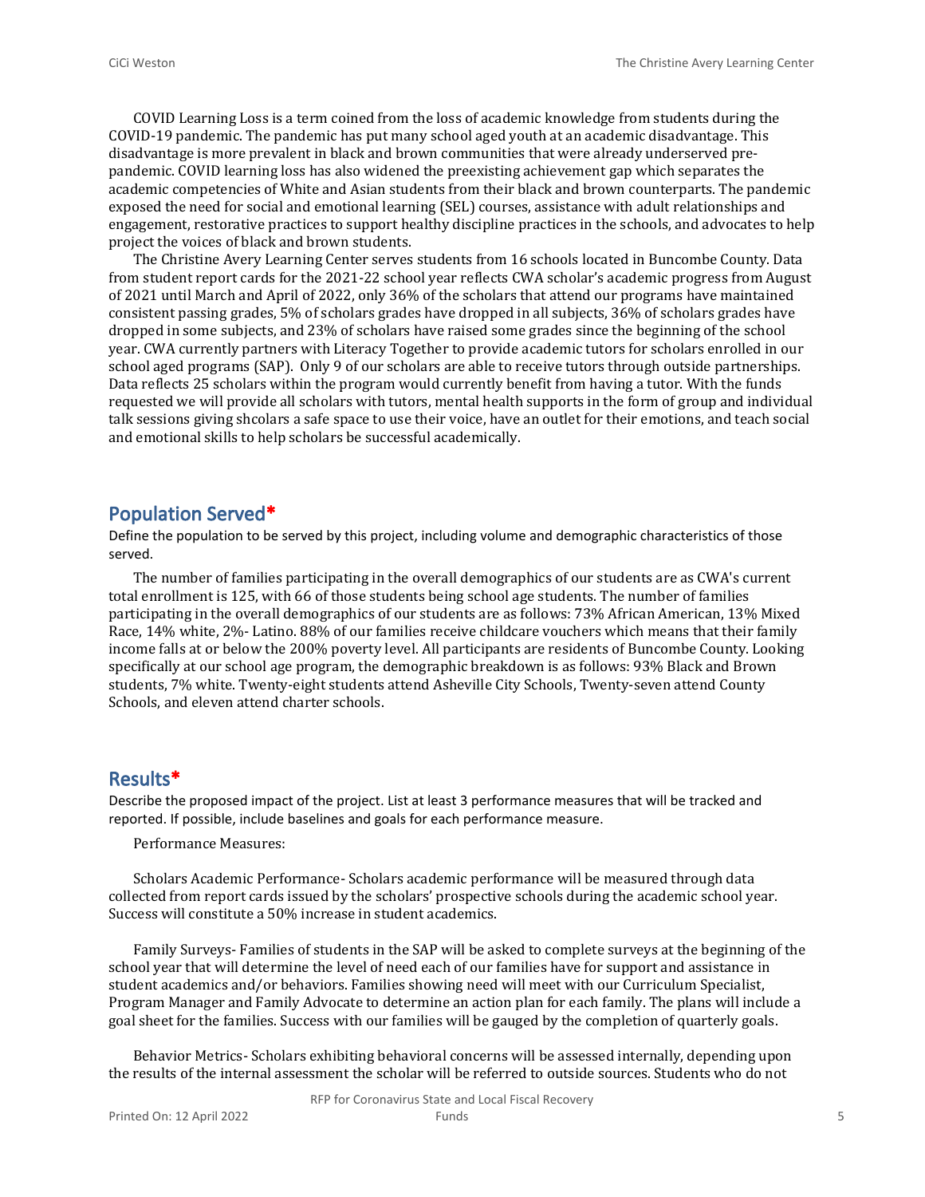COVID Learning Loss is a term coined from the loss of academic knowledge from students during the COVID-19 pandemic. The pandemic has put many school aged youth at an academic disadvantage. This disadvantage is more prevalent in black and brown communities that were already underserved pre-pandemic. COVID learning loss has also widened the preexisting achievement gap which separates the academic competencies of White and Asian students from their black and brown counterparts. The pandemic exposed the need for social and emotional learning (SEL) courses, assistance with adult relationships and engagement, restorative practices to support healthy discipline practices in the schools, and advocates to help project the voices of black and brown students.

The Christine Avery Learning Center serves students from 16 schools located in Buncombe County. Data from student report cards for the 2021-22 school year reflects CWA scholar's academic progress from August of 2021 until March and April of 2022, only 36% of the scholars that attend our programs have maintained consistent passing grades, 5% of scholars grades have dropped in all subjects, 36% of scholars grades have dropped in some subjects, and 23% of scholars have raised some grades since the beginning of the school year. CWA currently partners with Literacy Together to provide academic tutors for scholars enrolled in our school aged programs (SAP). Only 9 of our scholars are able to receive tutors through outside partnerships. Data reflects 25 scholars within the program would currently benefit from having a tutor. With the funds requested we will provide all scholars with tutors, mental health supports in the form of group and individual talk sessions giving shcolars a safe space to use their voice, have an outlet for their emotions, and teach social and emotional skills to help scholars be successful academically.

## Population Served*

Define the population to be served by this project, including volume and demographic characteristics of those served.

The number of families participating in the overall demographics of our students are as CWA's current total enrollment is 125, with 66 of those students being school age students. The number of families participating in the overall demographics of our students are as follows: 73% African American, 13% Mixed Race, 14% white, 2%- Latino. 88% of our families receive childcare vouchers which means that their family income falls at or below the 200% poverty level. All participants are residents of Buncombe County. Looking specifically at our school age program, the demographic breakdown is as follows: 93% Black and Brown students, 7% white. Twenty-eight students attend Asheville City Schools, Twenty-seven attend County Schools, and eleven attend charter schools.

## Results*

Describe the proposed impact of the project. List at least 3 performance measures that will be tracked and reported. If possible, include baselines and goals for each performance measure.

Performance Measures:

Scholars Academic Performance- Scholars academic performance will be measured through data collected from report cards issued by the scholars' prospective schools during the academic school year. Success will constitute a 50% increase in student academics.

Family Surveys- Families of students in the SAP will be asked to complete surveys at the beginning of the school year that will determine the level of need each of our families have for support and assistance in student academics and/or behaviors. Families showing need will meet with our Curriculum Specialist, Program Manager and Family Advocate to determine an action plan for each family. The plans will include a goal sheet for the families. Success with our families will be gauged by the completion of quarterly goals.

Behavior Metrics- Scholars exhibiting behavioral concerns will be assessed internally, depending upon the results of the internal assessment the scholar will be referred to outside sources. Students who do not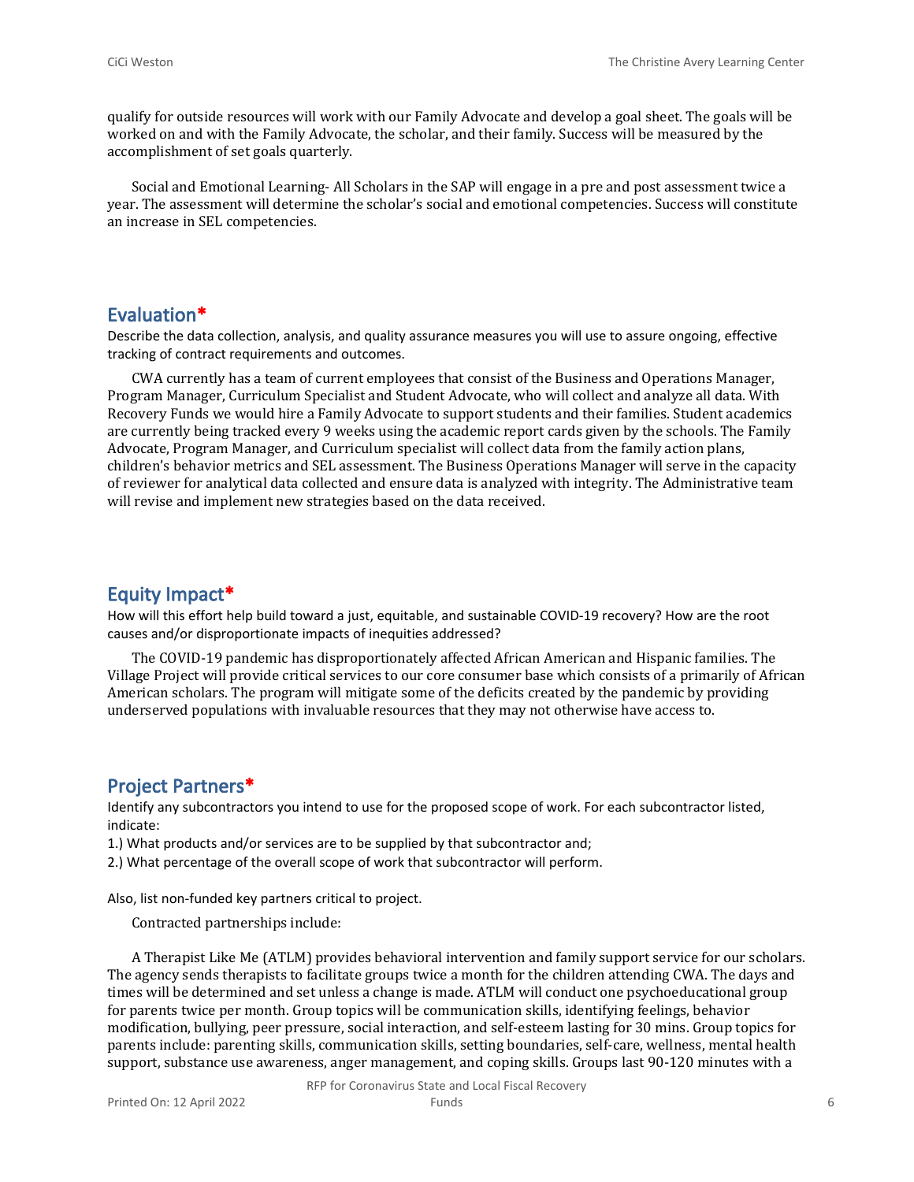qualify for outside resources will work with our Family Advocate and develop a goal sheet. The goals will be worked on and with the Family Advocate, the scholar, and their family. Success will be measured by the accomplishment of set goals quarterly.

Social and Emotional Learning- All Scholars in the SAP will engage in a pre and post assessment twice a year. The assessment will determine the scholar's social and emotional competencies. Success will constitute an increase in SEL competencies.

## Evaluation*

Describe the data collection, analysis, and quality assurance measures you will use to assure ongoing, effective tracking of contract requirements and outcomes.

CWA currently has a team of current employees that consist of the Business and Operations Manager, Program Manager, Curriculum Specialist and Student Advocate, who will collect and analyze all data. With Recovery Funds we would hire a Family Advocate to support students and their families. Student academics are currently being tracked every 9 weeks using the academic report cards given by the schools. The Family Advocate, Program Manager, and Curriculum specialist will collect data from the family action plans, children's behavior metrics and SEL assessment. The Business Operations Manager will serve in the capacity of reviewer for analytical data collected and ensure data is analyzed with integrity. The Administrative team will revise and implement new strategies based on the data received.

## Equity Impact*

How will this effort help build toward a just, equitable, and sustainable COVID-19 recovery? How are the root causes and/or disproportionate impacts of inequities addressed?

The COVID-19 pandemic has disproportionately affected African American and Hispanic families. The Village Project will provide critical services to our core consumer base which consists of a primarily of African American scholars. The program will mitigate some of the deficits created by the pandemic by providing underserved populations with invaluable resources that they may not otherwise have access to.

## Project Partners*

Identify any subcontractors you intend to use for the proposed scope of work. For each subcontractor listed, indicate:

1.) What products and/or services are to be supplied by that subcontractor and;

2.) What percentage of the overall scope of work that subcontractor will perform.

Also, list non-funded key partners critical to project.

Contracted partnerships include:

A Therapist Like Me (ATLM) provides behavioral intervention and family support service for our scholars. The agency sends therapists to facilitate groups twice a month for the children attending CWA. The days and times will be determined and set unless a change is made. ATLM will conduct one psychoeducational group for parents twice per month. Group topics will be communication skills, identifying feelings, behavior modification, bullying, peer pressure, social interaction, and self-esteem lasting for 30 mins. Group topics for parents include: parenting skills, communication skills, setting boundaries, self-care, wellness, mental health support, substance use awareness, anger management, and coping skills. Groups last 90-120 minutes with a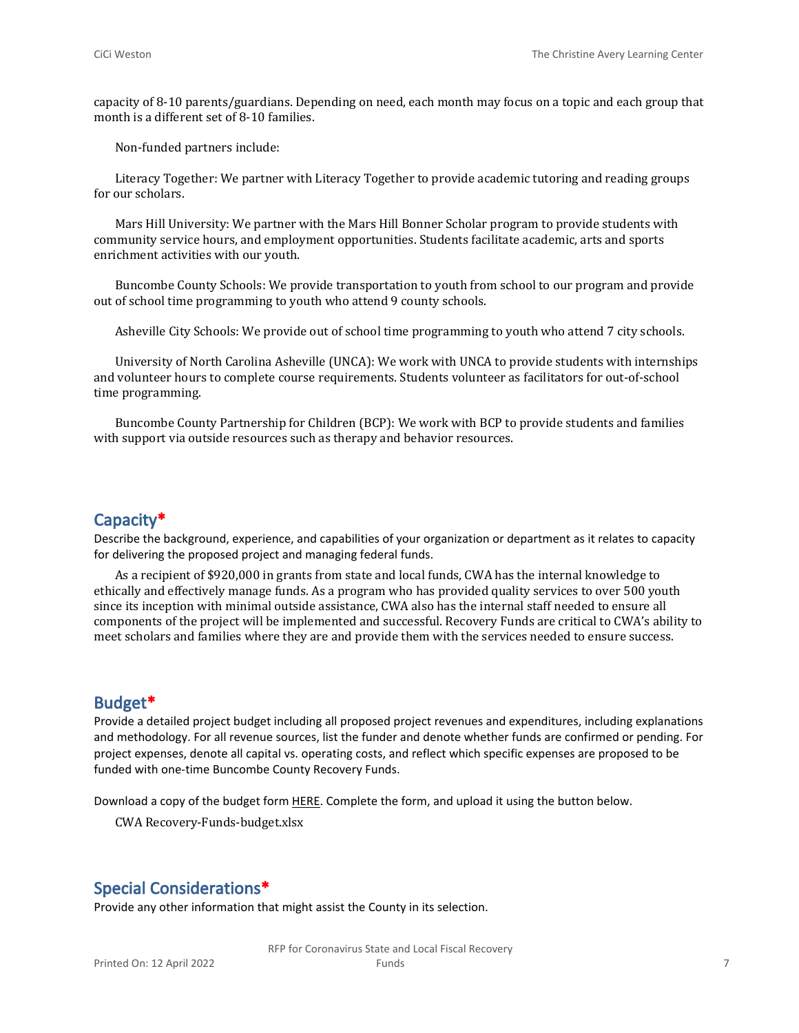capacity of 8-10 parents/guardians. Depending on need, each month may focus on a topic and each group that month is a different set of 8-10 families.

Non-funded partners include:

Literacy Together: We partner with Literacy Together to provide academic tutoring and reading groups for our scholars.

Mars Hill University: We partner with the Mars Hill Bonner Scholar program to provide students with community service hours, and employment opportunities. Students facilitate academic, arts and sports enrichment activities with our youth.

Buncombe County Schools: We provide transportation to youth from school to our program and provide out of school time programming to youth who attend 9 county schools.

Asheville City Schools: We provide out of school time programming to youth who attend 7 city schools.

University of North Carolina Asheville (UNCA): We work with UNCA to provide students with internships and volunteer hours to complete course requirements. Students volunteer as facilitators for out-of-school time programming.

Buncombe County Partnership for Children (BCP): We work with BCP to provide students and families with support via outside resources such as therapy and behavior resources.

## Capacity*

Describe the background, experience, and capabilities of your organization or department as it relates to capacity for delivering the proposed project and managing federal funds.

As a recipient of $920,000 in grants from state and local funds, CWA has the internal knowledge to ethically and effectively manage funds. As a program who has provided quality services to over 500 youth since its inception with minimal outside assistance, CWA also has the internal staff needed to ensure all components of the project will be implemented and successful. Recovery Funds are critical to CWA's ability to meet scholars and families where they are and provide them with the services needed to ensure success.

## Budget*

Provide a detailed project budget including all proposed project revenues and expenditures, including explanations and methodology. For all revenue sources, list the funder and denote whether funds are confirmed or pending. For project expenses, denote all capital vs. operating costs, and reflect which specific expenses are proposed to be funded with one-time Buncombe County Recovery Funds.

Download a copy of the budget form HERE. Complete the form, and upload it using the button below.

CWA Recovery-Funds-budget.xlsx

## Special Considerations*

Provide any other information that might assist the County in its selection.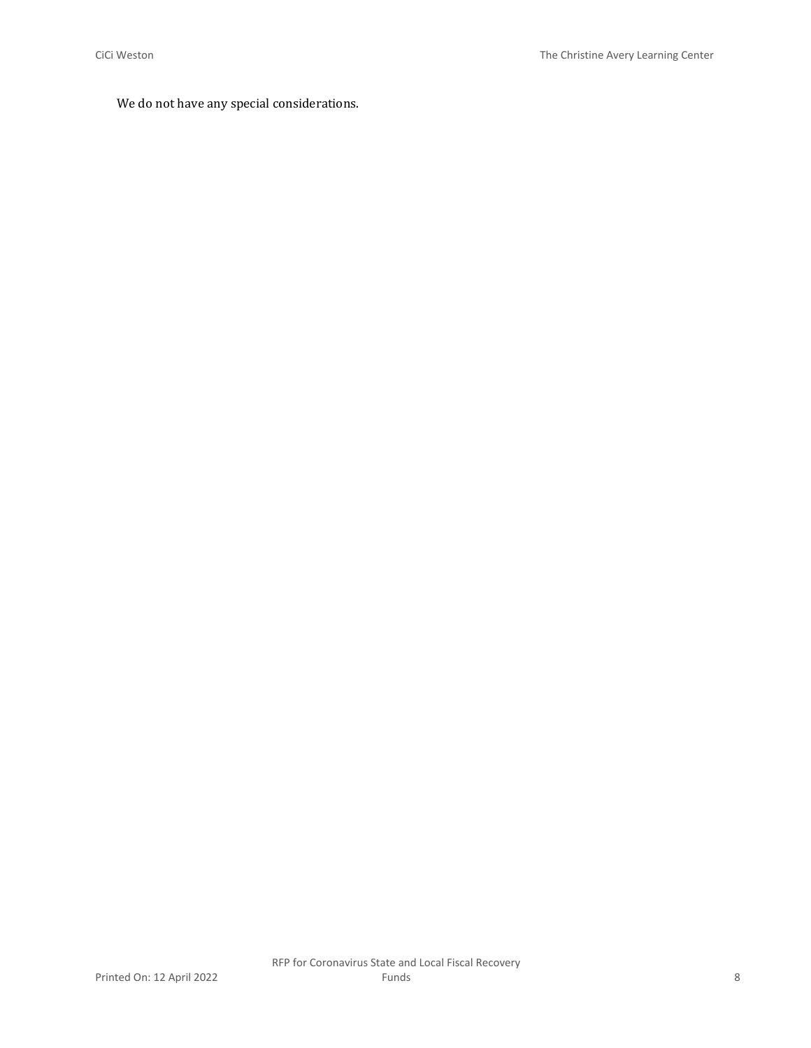We do not have any special considerations.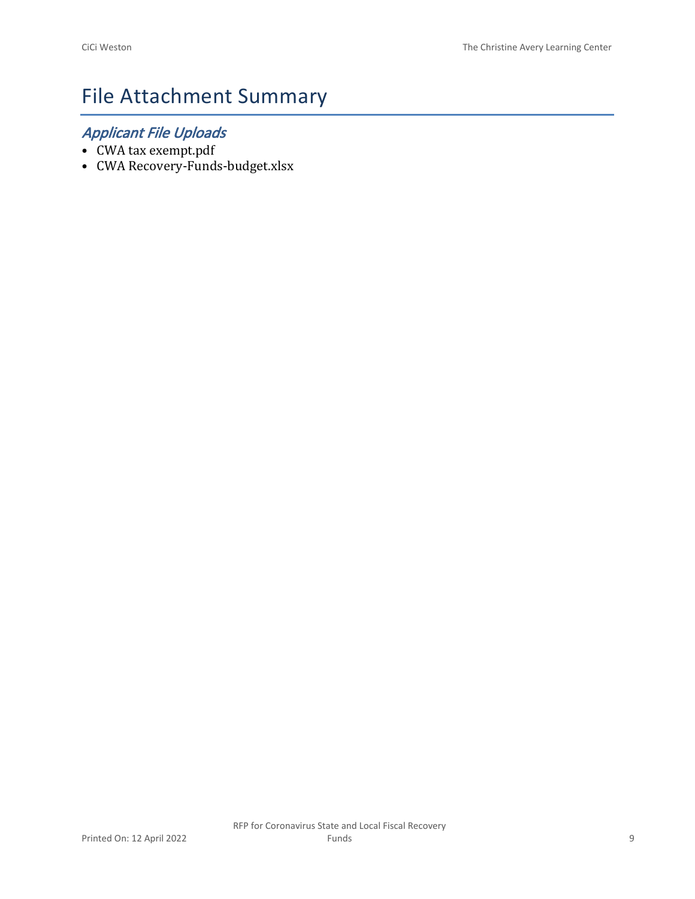# File Attachment Summary

## *Applicant File Uploads*

- CWA tax exempt.pdf
- CWA Recovery-Funds-budget.xlsx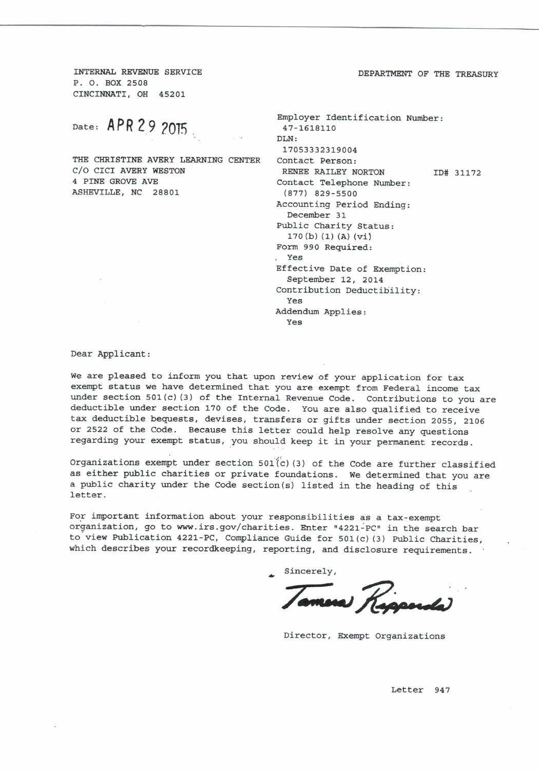INTERNAL REVENUE SERVICE
P. O. BOX 2508
CINCINNATI, OH 45201

DEPARTMENT OF THE TREASURY

Date: APR 29 2015

Employer Identification Number:
47-1618110
DLN:
17053332319004
Contact Person:
RENEE RAILEY NORTON ID# 31172
Contact Telephone Number:
(877) 829-5500
Accounting Period Ending:
December 31
Public Charity Status:
170(b)(1)(A)(vi)
Form 990 Required:
Yes
Effective Date of Exemption:
September 12, 2014
Contribution Deductibility:
Yes
Addendum Applies:
Yes

THE CHRISTINE AVERY LEARNING CENTER
C/O CICI AVERY WESTON
4 PINE GROVE AVE
ASHEVILLE, NC 28801

Dear Applicant:

We are pleased to inform you that upon review of your application for tax exempt status we have determined that you are exempt from Federal income tax under section 501(c)(3) of the Internal Revenue Code. Contributions to you are deductible under section 170 of the Code. You are also qualified to receive tax deductible bequests, devises, transfers or gifts under section 2055, 2106 or 2522 of the Code. Because this letter could help resolve any questions regarding your exempt status, you should keep it in your permanent records.

Organizations exempt under section 501(c)(3) of the Code are further classified as either public charities or private foundations. We determined that you are a public charity under the Code section(s) listed in the heading of this letter.

For important information about your responsibilities as a tax-exempt organization, go to www.irs.gov/charities. Enter "4221-PC" in the search bar to view Publication 4221-PC, Compliance Guide for 501(c)(3) Public Charities, which describes your recordkeeping, reporting, and disclosure requirements.

Sincerely,

Tamera Ripperda

Director, Exempt Organizations

Letter 947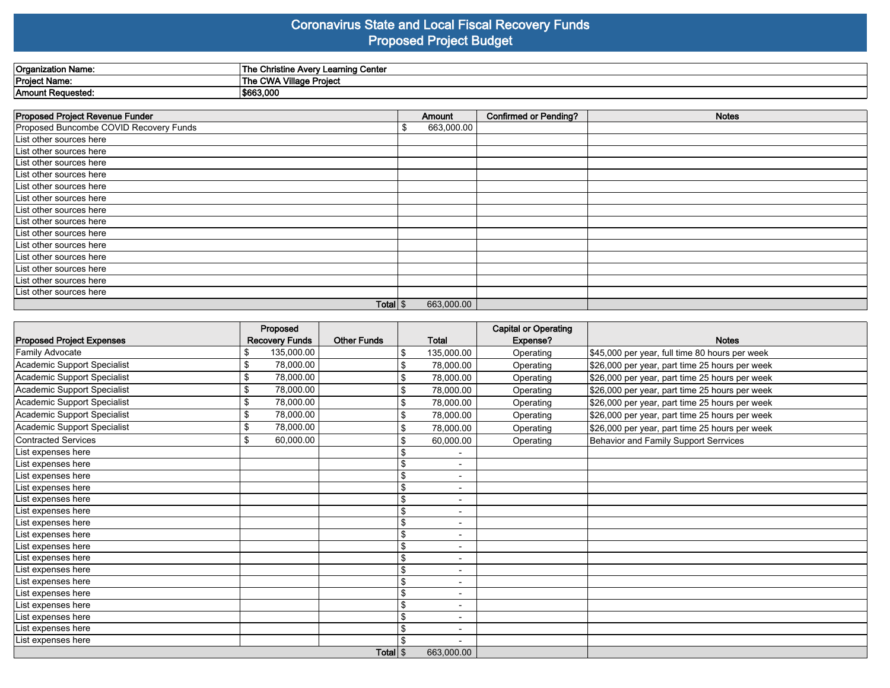# Coronavirus State and Local Fiscal Recovery Funds
## Proposed Project Budget

| | |
|---|---|
| **Organization Name:** | **The Christine Avery Learning Center** |
| **Project Name:** | **The CWA Village Project** |
| **Amount Requested:** | **$663,000** |

| Proposed Project Revenue Funder | Amount | Confirmed or Pending? | Notes |
|---|---|---|---|
| Proposed Buncombe COVID Recovery Funds | $ 663,000.00 | | |
| List other sources here | | | |
| List other sources here | | | |
| List other sources here | | | |
| List other sources here | | | |
| List other sources here | | | |
| List other sources here | | | |
| List other sources here | | | |
| List other sources here | | | |
| List other sources here | | | |
| List other sources here | | | |
| List other sources here | | | |
| List other sources here | | | |
| List other sources here | | | |
| List other sources here | | | |
| Total | $ 663,000.00 | | |

| Proposed Project Expenses | Proposed Recovery Funds | Other Funds | Total | Capital or Operating Expense? | Notes |
|---|---|---|---|---|---|
| Family Advocate | $ 135,000.00 | | $ 135,000.00 | Operating | $45,000 per year, full time 80 hours per week |
| Academic Support Specialist | $ 78,000.00 | | $ 78,000.00 | Operating | $26,000 per year, part time 25 hours per week |
| Academic Support Specialist | $ 78,000.00 | | $ 78,000.00 | Operating | $26,000 per year, part time 25 hours per week |
| Academic Support Specialist | $ 78,000.00 | | $ 78,000.00 | Operating | $26,000 per year, part time 25 hours per week |
| Academic Support Specialist | $ 78,000.00 | | $ 78,000.00 | Operating | $26,000 per year, part time 25 hours per week |
| Academic Support Specialist | $ 78,000.00 | | $ 78,000.00 | Operating | $26,000 per year, part time 25 hours per week |
| Academic Support Specialist | $ 78,000.00 | | $ 78,000.00 | Operating | $26,000 per year, part time 25 hours per week |
| Contracted Services | $ 60,000.00 | | $ 60,000.00 | Operating | Behavior and Family Support Serrvices |
| List expenses here | | | $ - | | |
| List expenses here | | | $ - | | |
| List expenses here | | | $ - | | |
| List expenses here | | | $ - | | |
| List expenses here | | | $ - | | |
| List expenses here | | | $ - | | |
| List expenses here | | | $ - | | |
| List expenses here | | | $ - | | |
| List expenses here | | | $ - | | |
| List expenses here | | | $ - | | |
| List expenses here | | | $ - | | |
| List expenses here | | | $ - | | |
| List expenses here | | | $ - | | |
| List expenses here | | | $ - | | |
| List expenses here | | | $ - | | |
| List expenses here | | | $ - | | |
| List expenses here | | | $ - | | |
| Total | | | $ 663,000.00 | | |